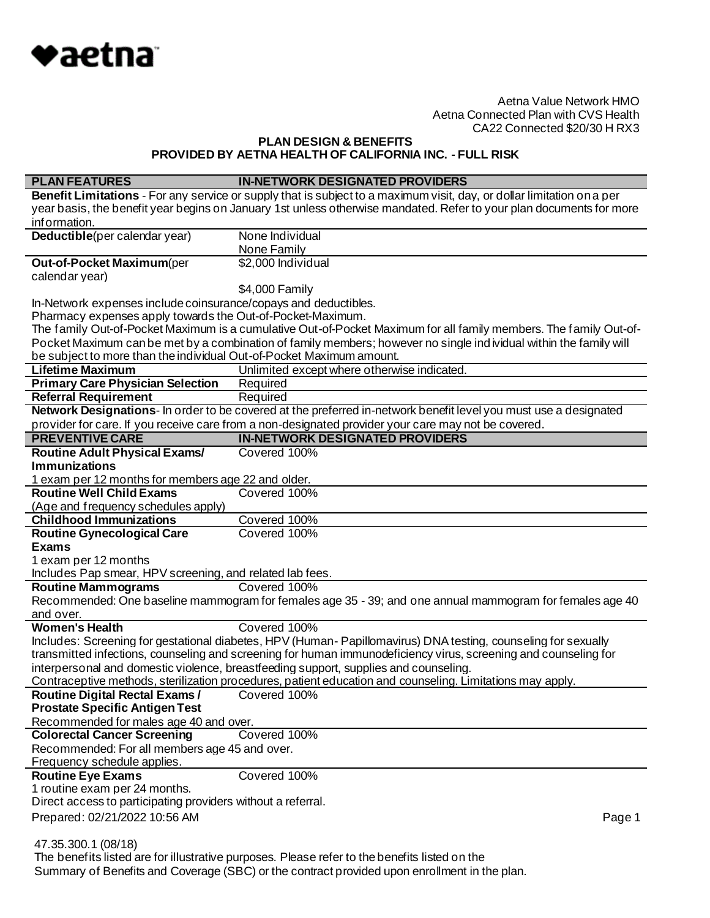Aetna Value Network HMO
Aetna Connected Plan with CVS Health
CA22 Connected $20/30 H RX3

## PLAN DESIGN & BENEFITS
## PROVIDED BY AETNA HEALTH OF CALIFORNIA INC. - FULL RISK

| PLAN FEATURES | IN-NETWORK DESIGNATED PROVIDERS |
|---|---|
| **Benefit Limitations** - For any service or supply that is subject to a maximum visit, day, or dollar limitation on a per year basis, the benefit year begins on January 1st unless otherwise mandated. Refer to your plan documents for more information. | |
| **Deductible**(per calendar year) | None Individual<br>None Family |
| **Out-of-Pocket Maximum**(per calendar year) | $2,000 Individual<br>$4,000 Family |
| In-Network expenses include coinsurance/copays and deductibles.<br>Pharmacy expenses apply towards the Out-of-Pocket-Maximum.<br>The family Out-of-Pocket Maximum is a cumulative Out-of-Pocket Maximum for all family members. The family Out-of-Pocket Maximum can be met by a combination of family members; however no single individual within the family will be subject to more than the individual Out-of-Pocket Maximum amount. | |
| **Lifetime Maximum** | Unlimited except where otherwise indicated. |
| **Primary Care Physician Selection** | Required |
| **Referral Requirement** | Required |
| **Network Designations**- In order to be covered at the preferred in-network benefit level you must use a designated provider for care. If you receive care from a non-designated provider your care may not be covered. | |

| PREVENTIVE CARE | IN-NETWORK DESIGNATED PROVIDERS |
|---|---|
| **Routine Adult Physical Exams/ Immunizations**<br>1 exam per 12 months for members age 22 and older. | Covered 100% |
| **Routine Well Child Exams**<br>(Age and frequency schedules apply) | Covered 100% |
| **Childhood Immunizations** | Covered 100% |
| **Routine Gynecological Care Exams**<br>1 exam per 12 months<br>Includes Pap smear, HPV screening, and related lab fees. | Covered 100% |
| **Routine Mammograms**<br>Recommended: One baseline mammogram for females age 35 - 39; and one annual mammogram for females age 40 and over. | Covered 100% |
| **Women's Health**<br>Includes: Screening for gestational diabetes, HPV (Human- Papillomavirus) DNA testing, counseling for sexually transmitted infections, counseling and screening for human immunodeficiency virus, screening and counseling for interpersonal and domestic violence, breastfeeding support, supplies and counseling.<br>Contraceptive methods, sterilization procedures, patient education and counseling. Limitations may apply. | Covered 100% |
| **Routine Digital Rectal Exams / Prostate Specific Antigen Test**<br>Recommended for males age 40 and over. | Covered 100% |
| **Colorectal Cancer Screening**<br>Recommended: For all members age 45 and over.<br>Frequency schedule applies. | Covered 100% |
| **Routine Eye Exams**<br>1 routine exam per 24 months.<br>Direct access to participating providers without a referral. | Covered 100% |

Prepared: 02/21/2022 10:56 AM

47.35.300.1 (08/18)
The benefits listed are for illustrative purposes. Please refer to the benefits listed on the Summary of Benefits and Coverage (SBC) or the contract provided upon enrollment in the plan.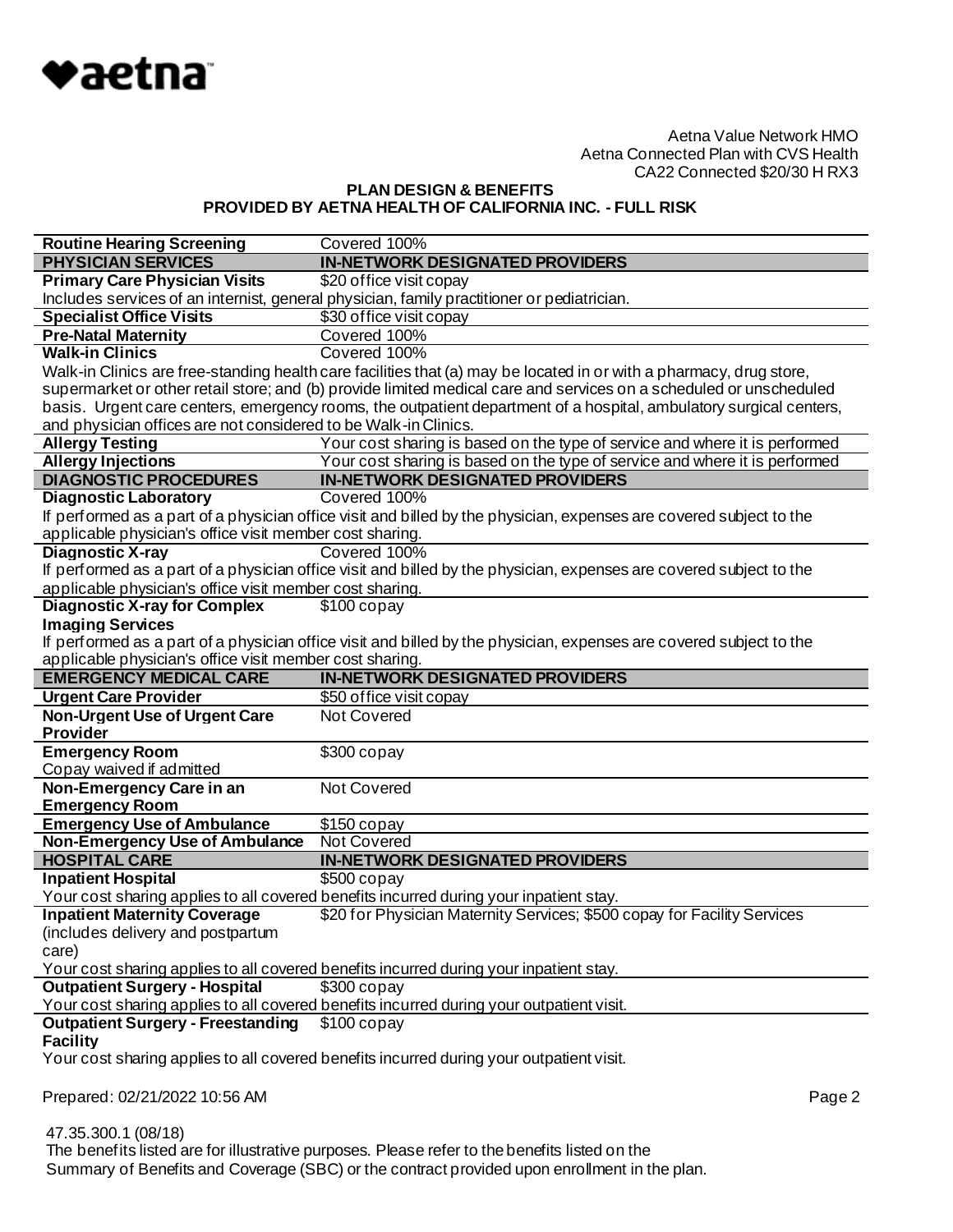Aetna Value Network HMO
Aetna Connected Plan with CVS Health
CA22 Connected $20/30 H RX3

**PLAN DESIGN & BENEFITS**
**PROVIDED BY AETNA HEALTH OF CALIFORNIA INC. - FULL RISK**

| | |
|---|---|
| **Routine Hearing Screening** | Covered 100% |
| **PHYSICIAN SERVICES** | **IN-NETWORK DESIGNATED PROVIDERS** |
| **Primary Care Physician Visits** | $20 office visit copay |
| Includes services of an internist, general physician, family practitioner or pediatrician. | |
| **Specialist Office Visits** | $30 office visit copay |
| **Pre-Natal Maternity** | Covered 100% |
| **Walk-in Clinics** | Covered 100% |
| Walk-in Clinics are free-standing health care facilities that (a) may be located in or with a pharmacy, drug store, supermarket or other retail store; and (b) provide limited medical care and services on a scheduled or unscheduled basis. Urgent care centers, emergency rooms, the outpatient department of a hospital, ambulatory surgical centers, and physician offices are not considered to be Walk-in Clinics. | |
| **Allergy Testing** | Your cost sharing is based on the type of service and where it is performed |
| **Allergy Injections** | Your cost sharing is based on the type of service and where it is performed |
| **DIAGNOSTIC PROCEDURES** | **IN-NETWORK DESIGNATED PROVIDERS** |
| **Diagnostic Laboratory** | Covered 100% |
| If performed as a part of a physician office visit and billed by the physician, expenses are covered subject to the applicable physician's office visit member cost sharing. | |
| **Diagnostic X-ray** | Covered 100% |
| If performed as a part of a physician office visit and billed by the physician, expenses are covered subject to the applicable physician's office visit member cost sharing. | |
| **Diagnostic X-ray for Complex Imaging Services** | $100 copay |
| If performed as a part of a physician office visit and billed by the physician, expenses are covered subject to the applicable physician's office visit member cost sharing. | |
| **EMERGENCY MEDICAL CARE** | **IN-NETWORK DESIGNATED PROVIDERS** |
| **Urgent Care Provider** | $50 office visit copay |
| **Non-Urgent Use of Urgent Care Provider** | Not Covered |
| **Emergency Room** Copay waived if admitted | $300 copay |
| **Non-Emergency Care in an Emergency Room** | Not Covered |
| **Emergency Use of Ambulance** | $150 copay |
| **Non-Emergency Use of Ambulance** | Not Covered |
| **HOSPITAL CARE** | **IN-NETWORK DESIGNATED PROVIDERS** |
| **Inpatient Hospital** | $500 copay |
| Your cost sharing applies to all covered benefits incurred during your inpatient stay. | |
| **Inpatient Maternity Coverage** (includes delivery and postpartum care) | $20 for Physician Maternity Services; $500 copay for Facility Services |
| Your cost sharing applies to all covered benefits incurred during your inpatient stay. | |
| **Outpatient Surgery - Hospital** | $300 copay |
| Your cost sharing applies to all covered benefits incurred during your outpatient visit. | |
| **Outpatient Surgery - Freestanding Facility** | $100 copay |
| Your cost sharing applies to all covered benefits incurred during your outpatient visit. | |

Prepared: 02/21/2022 10:56 AM

47.35.300.1 (08/18)
The benefits listed are for illustrative purposes. Please refer to the benefits listed on the Summary of Benefits and Coverage (SBC) or the contract provided upon enrollment in the plan.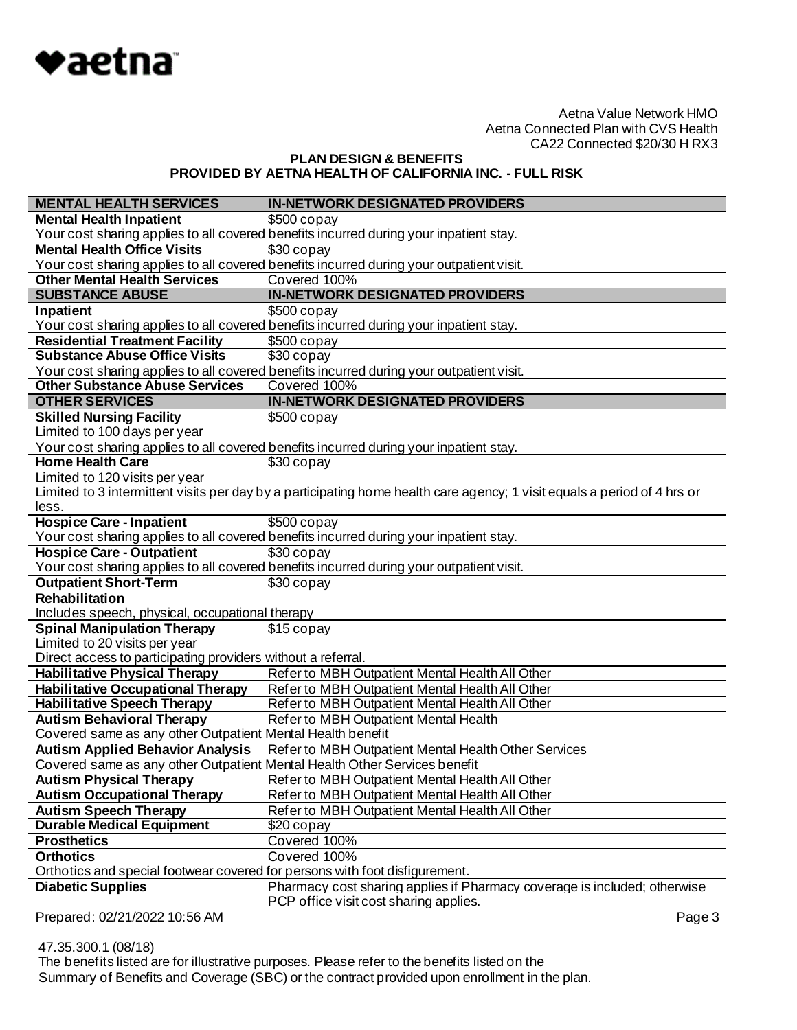Aetna Value Network HMO
Aetna Connected Plan with CVS Health
CA22 Connected $20/30 H RX3

**PLAN DESIGN & BENEFITS**
**PROVIDED BY AETNA HEALTH OF CALIFORNIA INC. - FULL RISK**

| MENTAL HEALTH SERVICES | IN-NETWORK DESIGNATED PROVIDERS |
|---|---|
| **Mental Health Inpatient** | $500 copay |
| Your cost sharing applies to all covered benefits incurred during your inpatient stay. | |
| **Mental Health Office Visits** | $30 copay |
| Your cost sharing applies to all covered benefits incurred during your outpatient visit. | |
| **Other Mental Health Services** | Covered 100% |
| **SUBSTANCE ABUSE** | **IN-NETWORK DESIGNATED PROVIDERS** |
| **Inpatient** | $500 copay |
| Your cost sharing applies to all covered benefits incurred during your inpatient stay. | |
| **Residential Treatment Facility** | $500 copay |
| **Substance Abuse Office Visits** | $30 copay |
| Your cost sharing applies to all covered benefits incurred during your outpatient visit. | |
| **Other Substance Abuse Services** | Covered 100% |
| **OTHER SERVICES** | **IN-NETWORK DESIGNATED PROVIDERS** |
| **Skilled Nursing Facility**<br>Limited to 100 days per year | $500 copay |
| Your cost sharing applies to all covered benefits incurred during your inpatient stay. | |
| **Home Health Care**<br>Limited to 120 visits per year | $30 copay |
| Limited to 3 intermittent visits per day by a participating home health care agency; 1 visit equals a period of 4 hrs or less. | |
| **Hospice Care - Inpatient** | $500 copay |
| Your cost sharing applies to all covered benefits incurred during your inpatient stay. | |
| **Hospice Care - Outpatient** | $30 copay |
| Your cost sharing applies to all covered benefits incurred during your outpatient visit. | |
| **Outpatient Short-Term Rehabilitation** | $30 copay |
| Includes speech, physical, occupational therapy | |
| **Spinal Manipulation Therapy**<br>Limited to 20 visits per year | $15 copay |
| Direct access to participating providers without a referral. | |
| **Habilitative Physical Therapy** | Refer to MBH Outpatient Mental Health All Other |
| **Habilitative Occupational Therapy** | Refer to MBH Outpatient Mental Health All Other |
| **Habilitative Speech Therapy** | Refer to MBH Outpatient Mental Health All Other |
| **Autism Behavioral Therapy** | Refer to MBH Outpatient Mental Health |
| Covered same as any other Outpatient Mental Health benefit | |
| **Autism Applied Behavior Analysis** | Refer to MBH Outpatient Mental Health Other Services |
| Covered same as any other Outpatient Mental Health Other Services benefit | |
| **Autism Physical Therapy** | Refer to MBH Outpatient Mental Health All Other |
| **Autism Occupational Therapy** | Refer to MBH Outpatient Mental Health All Other |
| **Autism Speech Therapy** | Refer to MBH Outpatient Mental Health All Other |
| **Durable Medical Equipment** | $20 copay |
| **Prosthetics** | Covered 100% |
| **Orthotics** | Covered 100% |
| Orthotics and special footwear covered for persons with foot disfigurement. | |
| **Diabetic Supplies** | Pharmacy cost sharing applies if Pharmacy coverage is included; otherwise PCP office visit cost sharing applies. |

Prepared: 02/21/2022 10:56 AM

47.35.300.1 (08/18)
The benefits listed are for illustrative purposes. Please refer to the benefits listed on the Summary of Benefits and Coverage (SBC) or the contract provided upon enrollment in the plan.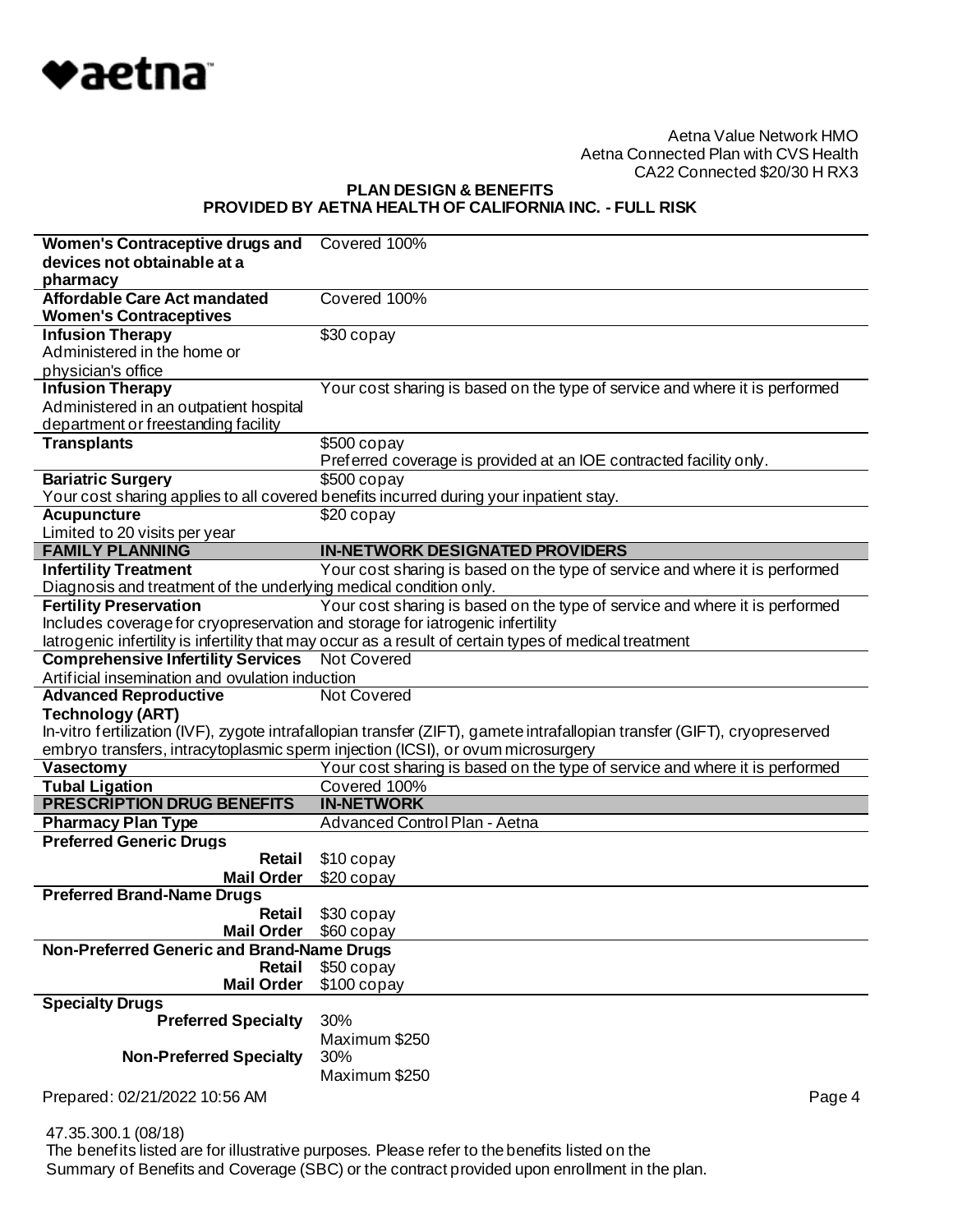Aetna Value Network HMO
Aetna Connected Plan with CVS Health
CA22 Connected $20/30 H RX3

**PLAN DESIGN & BENEFITS**
**PROVIDED BY AETNA HEALTH OF CALIFORNIA INC. - FULL RISK**

| | |
|---|---|
| **Women's Contraceptive drugs and devices not obtainable at a pharmacy** | Covered 100% |
| **Affordable Care Act mandated Women's Contraceptives** | Covered 100% |
| **Infusion Therapy** Administered in the home or physician's office | $30 copay |
| **Infusion Therapy** Administered in an outpatient hospital department or freestanding facility | Your cost sharing is based on the type of service and where it is performed |
| **Transplants** | $500 copay Preferred coverage is provided at an IOE contracted facility only. |
| **Bariatric Surgery** | $500 copay |
| Your cost sharing applies to all covered benefits incurred during your inpatient stay. | |
| **Acupuncture** Limited to 20 visits per year | $20 copay |
| **FAMILY PLANNING** | **IN-NETWORK DESIGNATED PROVIDERS** |
| **Infertility Treatment** | Your cost sharing is based on the type of service and where it is performed |
| Diagnosis and treatment of the underlying medical condition only. | |
| **Fertility Preservation** | Your cost sharing is based on the type of service and where it is performed |
| Includes coverage for cryopreservation and storage for iatrogenic infertility. Iatrogenic infertility is infertility that may occur as a result of certain types of medical treatment | |
| **Comprehensive Infertility Services** | Not Covered |
| Artificial insemination and ovulation induction | |
| **Advanced Reproductive Technology (ART)** | Not Covered |
| In-vitro fertilization (IVF), zygote intrafallopian transfer (ZIFT), gamete intrafallopian transfer (GIFT), cryopreserved embryo transfers, intracytoplasmic sperm injection (ICSI), or ovum microsurgery | |
| **Vasectomy** | Your cost sharing is based on the type of service and where it is performed |
| **Tubal Ligation** | Covered 100% |
| **PRESCRIPTION DRUG BENEFITS** | **IN-NETWORK** |
| **Pharmacy Plan Type** | Advanced Control Plan - Aetna |
| **Preferred Generic Drugs** | |
| **Retail** | $10 copay |
| **Mail Order** | $20 copay |
| **Preferred Brand-Name Drugs** | |
| **Retail** | $30 copay |
| **Mail Order** | $60 copay |
| **Non-Preferred Generic and Brand-Name Drugs** | |
| **Retail** | $50 copay |
| **Mail Order** | $100 copay |
| **Specialty Drugs** | |
| **Preferred Specialty** | 30% Maximum $250 |
| **Non-Preferred Specialty** | 30% Maximum $250 |

Prepared: 02/21/2022 10:56 AM

47.35.300.1 (08/18)
The benefits listed are for illustrative purposes. Please refer to the benefits listed on the Summary of Benefits and Coverage (SBC) or the contract provided upon enrollment in the plan.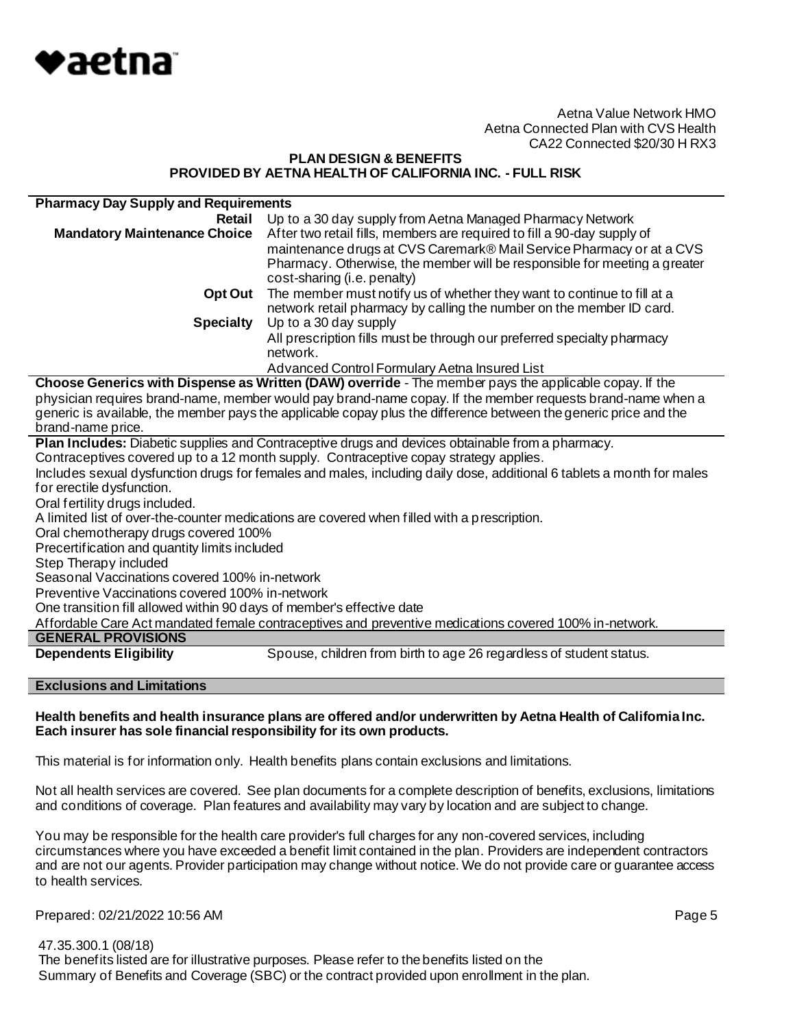Aetna Value Network HMO
Aetna Connected Plan with CVS Health
CA22 Connected $20/30 H RX3

**PLAN DESIGN & BENEFITS**
**PROVIDED BY AETNA HEALTH OF CALIFORNIA INC. - FULL RISK**

| **Pharmacy Day Supply and Requirements** | |
|---|---|
| **Retail** | Up to a 30 day supply from Aetna Managed Pharmacy Network |
| **Mandatory Maintenance Choice** | After two retail fills, members are required to fill a 90-day supply of maintenance drugs at CVS Caremark® Mail Service Pharmacy or at a CVS Pharmacy. Otherwise, the member will be responsible for meeting a greater cost-sharing (i.e. penalty) |
| **Opt Out** | The member must notify us of whether they want to continue to fill at a network retail pharmacy by calling the number on the member ID card. |
| **Specialty** | Up to a 30 day supply<br>All prescription fills must be through our preferred specialty pharmacy network.<br>Advanced Control Formulary Aetna Insured List |

**Choose Generics with Dispense as Written (DAW) override** - The member pays the applicable copay. If the physician requires brand-name, member would pay brand-name copay. If the member requests brand-name when a generic is available, the member pays the applicable copay plus the difference between the generic price and the brand-name price.

**Plan Includes:** Diabetic supplies and Contraceptive drugs and devices obtainable from a pharmacy.
Contraceptives covered up to a 12 month supply. Contraceptive copay strategy applies.
Includes sexual dysfunction drugs for females and males, including daily dose, additional 6 tablets a month for males for erectile dysfunction.
Oral fertility drugs included.
A limited list of over-the-counter medications are covered when filled with a prescription.
Oral chemotherapy drugs covered 100%
Precertification and quantity limits included
Step Therapy included
Seasonal Vaccinations covered 100% in-network
Preventive Vaccinations covered 100% in-network
One transition fill allowed within 90 days of member's effective date
Affordable Care Act mandated female contraceptives and preventive medications covered 100% in-network.

## GENERAL PROVISIONS

| | |
|---|---|
| **Dependents Eligibility** | Spouse, children from birth to age 26 regardless of student status. |

## Exclusions and Limitations

**Health benefits and health insurance plans are offered and/or underwritten by Aetna Health of California Inc. Each insurer has sole financial responsibility for its own products.**

This material is for information only. Health benefits plans contain exclusions and limitations.

Not all health services are covered. See plan documents for a complete description of benefits, exclusions, limitations and conditions of coverage. Plan features and availability may vary by location and are subject to change.

You may be responsible for the health care provider's full charges for any non-covered services, including circumstances where you have exceeded a benefit limit contained in the plan. Providers are independent contractors and are not our agents. Provider participation may change without notice. We do not provide care or guarantee access to health services.

Prepared: 02/21/2022 10:56 AM

47.35.300.1 (08/18)
The benefits listed are for illustrative purposes. Please refer to the benefits listed on the Summary of Benefits and Coverage (SBC) or the contract provided upon enrollment in the plan.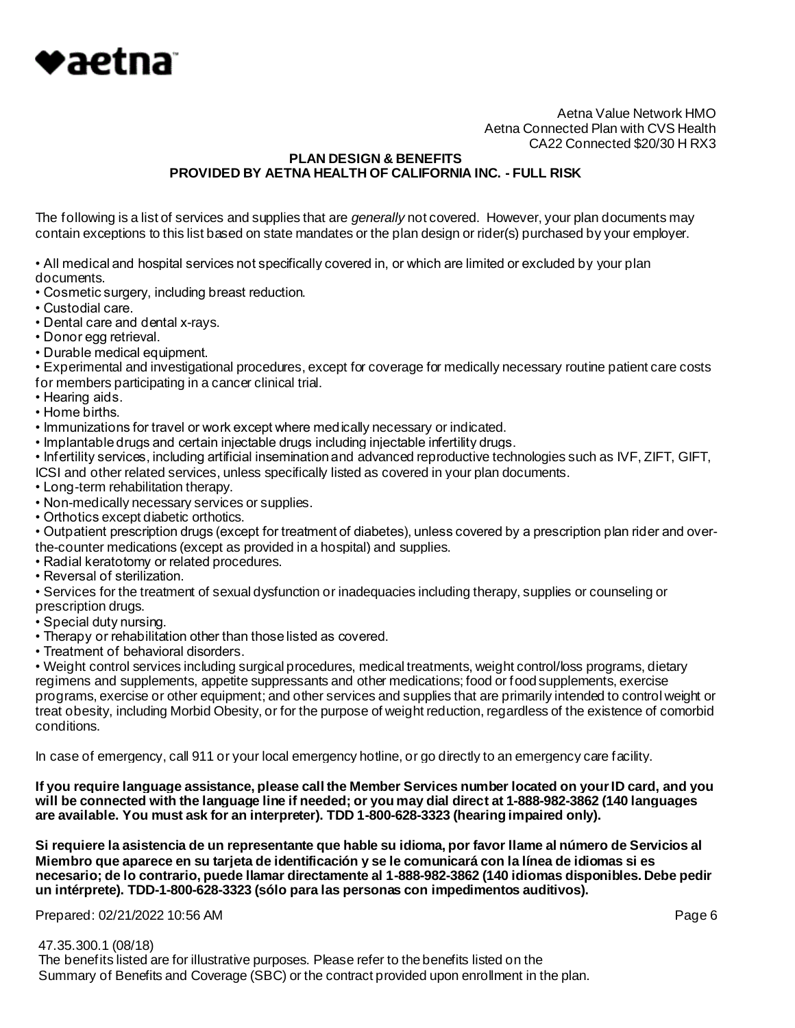♥aetna™

Aetna Value Network HMO
Aetna Connected Plan with CVS Health
CA22 Connected $20/30 H RX3

**PLAN DESIGN & BENEFITS**
**PROVIDED BY AETNA HEALTH OF CALIFORNIA INC. - FULL RISK**

The following is a list of services and supplies that are *generally* not covered. However, your plan documents may contain exceptions to this list based on state mandates or the plan design or rider(s) purchased by your employer.

- All medical and hospital services not specifically covered in, or which are limited or excluded by your plan documents.
- Cosmetic surgery, including breast reduction.
- Custodial care.
- Dental care and dental x-rays.
- Donor egg retrieval.
- Durable medical equipment.
- Experimental and investigational procedures, except for coverage for medically necessary routine patient care costs for members participating in a cancer clinical trial.
- Hearing aids.
- Home births.
- Immunizations for travel or work except where medically necessary or indicated.
- Implantable drugs and certain injectable drugs including injectable infertility drugs.
- Infertility services, including artificial insemination and advanced reproductive technologies such as IVF, ZIFT, GIFT, ICSI and other related services, unless specifically listed as covered in your plan documents.
- Long-term rehabilitation therapy.
- Non-medically necessary services or supplies.
- Orthotics except diabetic orthotics.
- Outpatient prescription drugs (except for treatment of diabetes), unless covered by a prescription plan rider and over-the-counter medications (except as provided in a hospital) and supplies.
- Radial keratotomy or related procedures.
- Reversal of sterilization.
- Services for the treatment of sexual dysfunction or inadequacies including therapy, supplies or counseling or prescription drugs.
- Special duty nursing.
- Therapy or rehabilitation other than those listed as covered.
- Treatment of behavioral disorders.
- Weight control services including surgical procedures, medical treatments, weight control/loss programs, dietary regimens and supplements, appetite suppressants and other medications; food or food supplements, exercise programs, exercise or other equipment; and other services and supplies that are primarily intended to control weight or treat obesity, including Morbid Obesity, or for the purpose of weight reduction, regardless of the existence of comorbid conditions.

In case of emergency, call 911 or your local emergency hotline, or go directly to an emergency care facility.

**If you require language assistance, please call the Member Services number located on your ID card, and you will be connected with the language line if needed; or you may dial direct at 1-888-982-3862 (140 languages are available. You must ask for an interpreter). TDD 1-800-628-3323 (hearing impaired only).**

**Si requiere la asistencia de un representante que hable su idioma, por favor llame al número de Servicios al Miembro que aparece en su tarjeta de identificación y se le comunicará con la línea de idiomas si es necesario; de lo contrario, puede llamar directamente al 1-888-982-3862 (140 idiomas disponibles. Debe pedir un intérprete). TDD-1-800-628-3323 (sólo para las personas con impedimentos auditivos).**

Prepared: 02/21/2022 10:56 AM

47.35.300.1 (08/18)
The benefits listed are for illustrative purposes. Please refer to the benefits listed on the Summary of Benefits and Coverage (SBC) or the contract provided upon enrollment in the plan.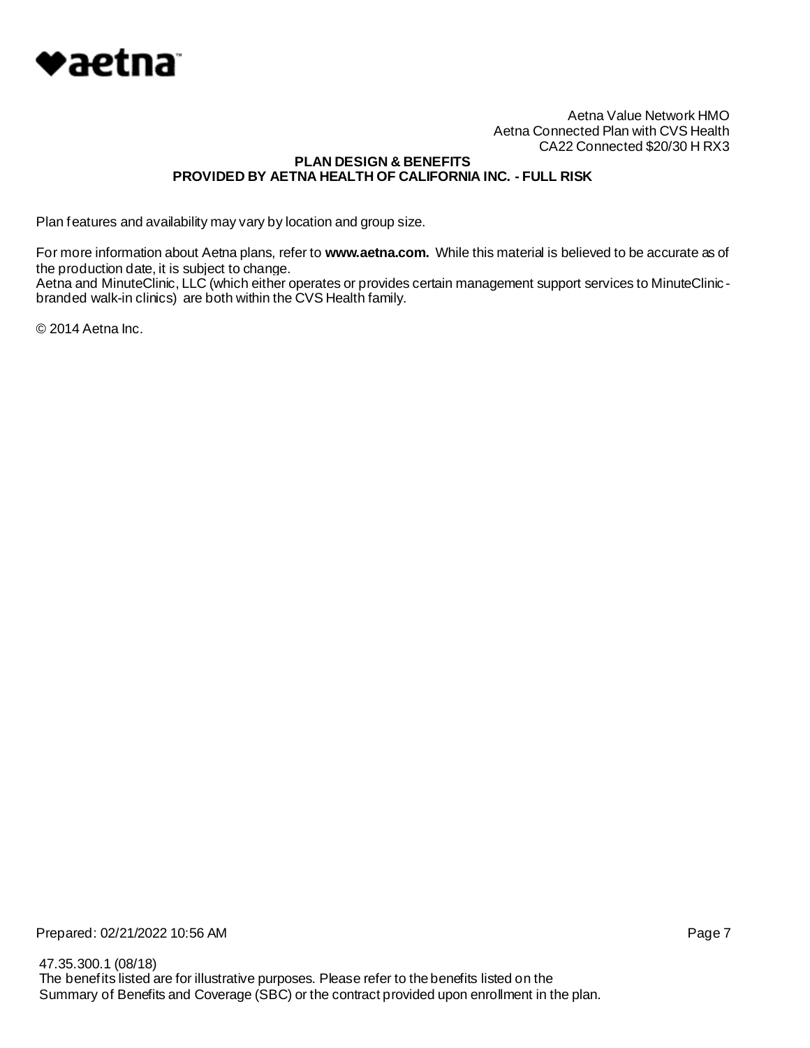Aetna Value Network HMO
Aetna Connected Plan with CVS Health
CA22 Connected $20/30 H RX3

**PLAN DESIGN & BENEFITS**
**PROVIDED BY AETNA HEALTH OF CALIFORNIA INC. - FULL RISK**

Plan features and availability may vary by location and group size.

For more information about Aetna plans, refer to **www.aetna.com.** While this material is believed to be accurate as of the production date, it is subject to change.
Aetna and MinuteClinic, LLC (which either operates or provides certain management support services to MinuteClinic-branded walk-in clinics) are both within the CVS Health family.

© 2014 Aetna Inc.

Prepared: 02/21/2022 10:56 AM

47.35.300.1 (08/18)
The benefits listed are for illustrative purposes. Please refer to the benefits listed on the Summary of Benefits and Coverage (SBC) or the contract provided upon enrollment in the plan.